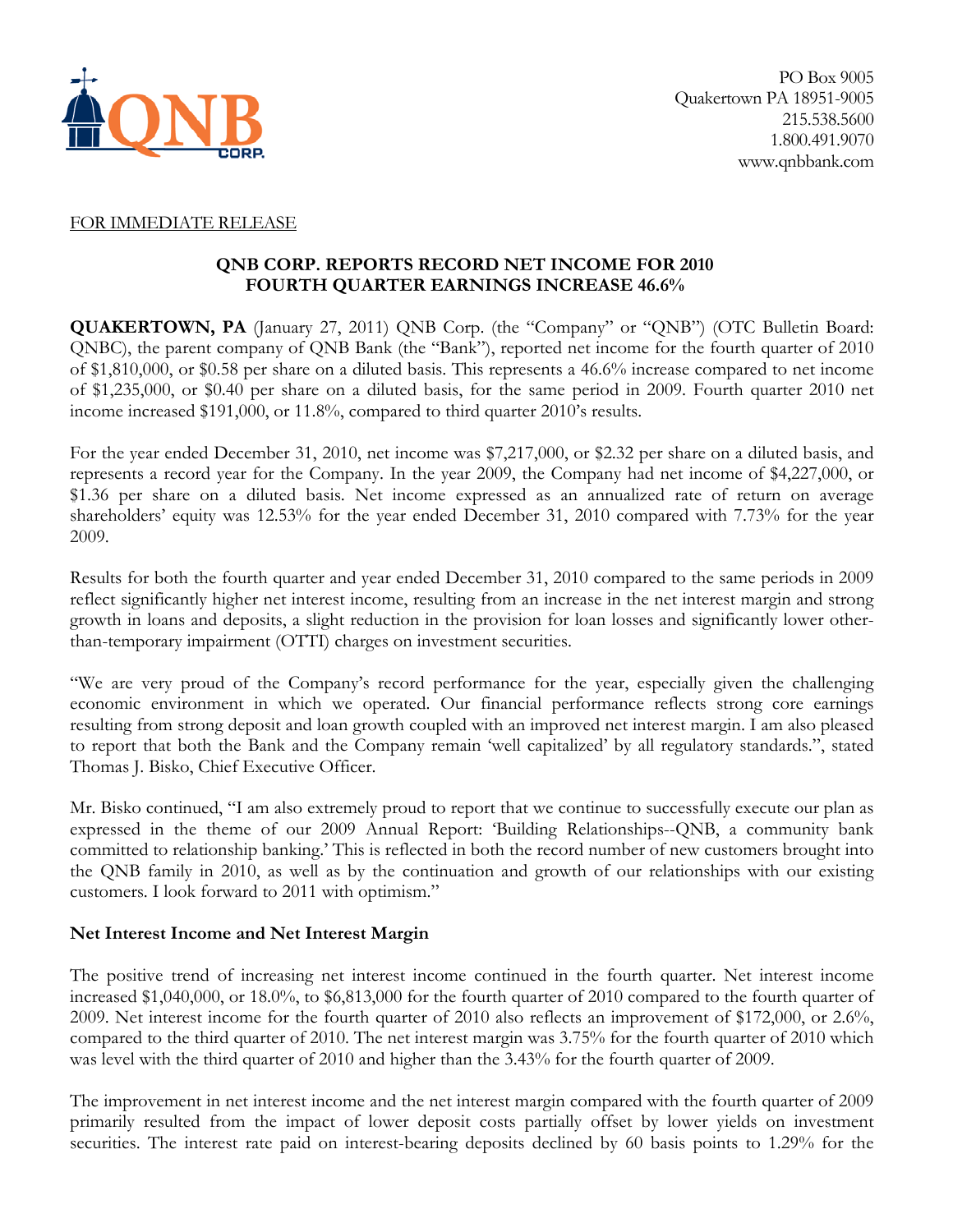PO Box 9005
Quakertown PA 18951-9005
215.538.5600
1.800.491.9070
www.qnbbank.com

FOR IMMEDIATE RELEASE

# QNB CORP. REPORTS RECORD NET INCOME FOR 2010
## FOURTH QUARTER EARNINGS INCREASE 46.6%

**QUAKERTOWN, PA** (January 27, 2011) QNB Corp. (the "Company" or "QNB") (OTC Bulletin Board: QNBC), the parent company of QNB Bank (the "Bank"), reported net income for the fourth quarter of 2010 of $1,810,000, or $0.58 per share on a diluted basis. This represents a 46.6% increase compared to net income of $1,235,000, or $0.40 per share on a diluted basis, for the same period in 2009. Fourth quarter 2010 net income increased $191,000, or 11.8%, compared to third quarter 2010's results.

For the year ended December 31, 2010, net income was $7,217,000, or $2.32 per share on a diluted basis, and represents a record year for the Company. In the year 2009, the Company had net income of $4,227,000, or $1.36 per share on a diluted basis. Net income expressed as an annualized rate of return on average shareholders' equity was 12.53% for the year ended December 31, 2010 compared with 7.73% for the year 2009.

Results for both the fourth quarter and year ended December 31, 2010 compared to the same periods in 2009 reflect significantly higher net interest income, resulting from an increase in the net interest margin and strong growth in loans and deposits, a slight reduction in the provision for loan losses and significantly lower other-than-temporary impairment (OTTI) charges on investment securities.

"We are very proud of the Company's record performance for the year, especially given the challenging economic environment in which we operated. Our financial performance reflects strong core earnings resulting from strong deposit and loan growth coupled with an improved net interest margin. I am also pleased to report that both the Bank and the Company remain 'well capitalized' by all regulatory standards.", stated Thomas J. Bisko, Chief Executive Officer.

Mr. Bisko continued, "I am also extremely proud to report that we continue to successfully execute our plan as expressed in the theme of our 2009 Annual Report: 'Building Relationships--QNB, a community bank committed to relationship banking.' This is reflected in both the record number of new customers brought into the QNB family in 2010, as well as by the continuation and growth of our relationships with our existing customers. I look forward to 2011 with optimism."

### Net Interest Income and Net Interest Margin

The positive trend of increasing net interest income continued in the fourth quarter. Net interest income increased $1,040,000, or 18.0%, to $6,813,000 for the fourth quarter of 2010 compared to the fourth quarter of 2009. Net interest income for the fourth quarter of 2010 also reflects an improvement of $172,000, or 2.6%, compared to the third quarter of 2010. The net interest margin was 3.75% for the fourth quarter of 2010 which was level with the third quarter of 2010 and higher than the 3.43% for the fourth quarter of 2009.

The improvement in net interest income and the net interest margin compared with the fourth quarter of 2009 primarily resulted from the impact of lower deposit costs partially offset by lower yields on investment securities. The interest rate paid on interest-bearing deposits declined by 60 basis points to 1.29% for the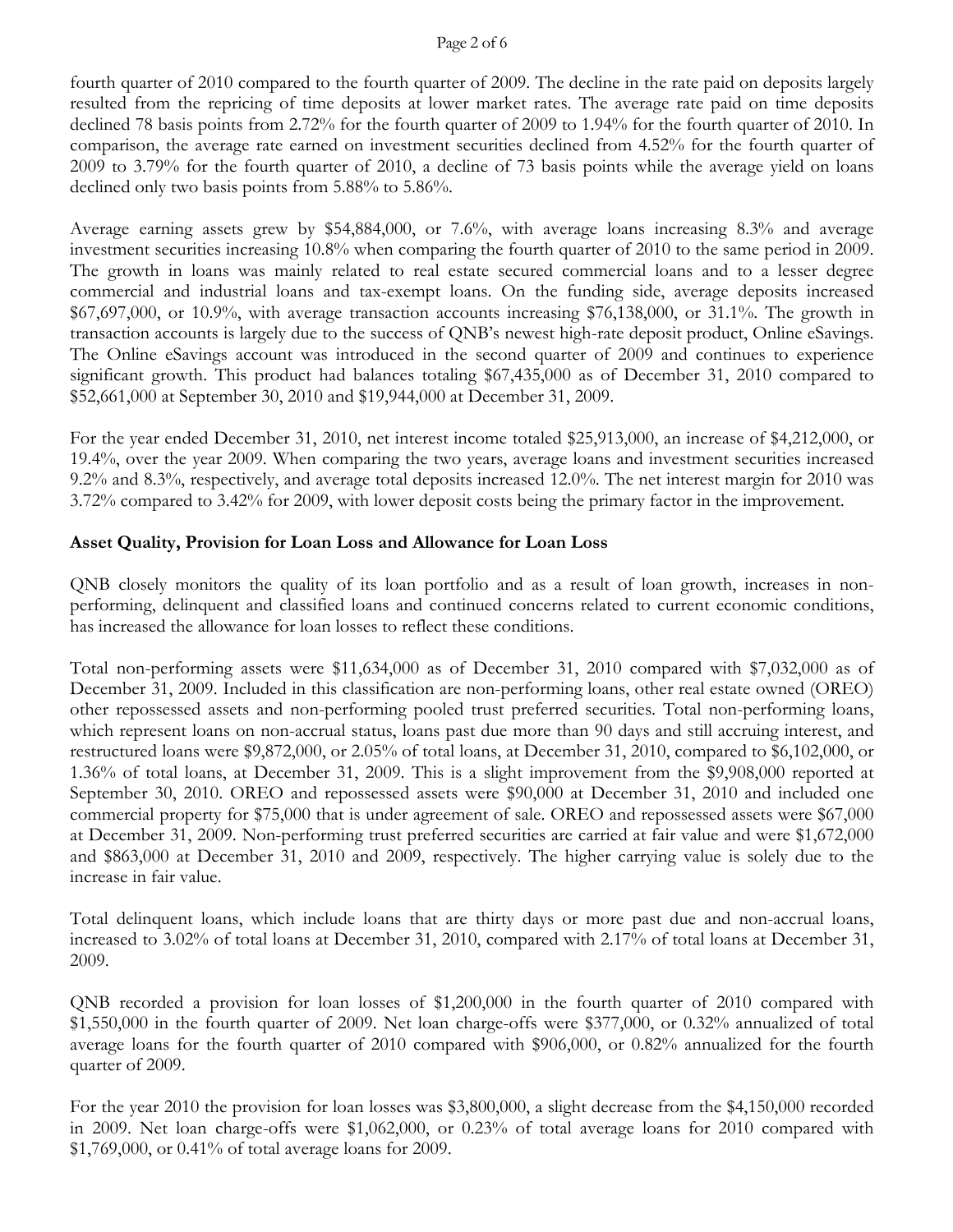fourth quarter of 2010 compared to the fourth quarter of 2009. The decline in the rate paid on deposits largely resulted from the repricing of time deposits at lower market rates. The average rate paid on time deposits declined 78 basis points from 2.72% for the fourth quarter of 2009 to 1.94% for the fourth quarter of 2010. In comparison, the average rate earned on investment securities declined from 4.52% for the fourth quarter of 2009 to 3.79% for the fourth quarter of 2010, a decline of 73 basis points while the average yield on loans declined only two basis points from 5.88% to 5.86%.

Average earning assets grew by $54,884,000, or 7.6%, with average loans increasing 8.3% and average investment securities increasing 10.8% when comparing the fourth quarter of 2010 to the same period in 2009. The growth in loans was mainly related to real estate secured commercial loans and to a lesser degree commercial and industrial loans and tax-exempt loans. On the funding side, average deposits increased $67,697,000, or 10.9%, with average transaction accounts increasing $76,138,000, or 31.1%. The growth in transaction accounts is largely due to the success of QNB's newest high-rate deposit product, Online eSavings. The Online eSavings account was introduced in the second quarter of 2009 and continues to experience significant growth. This product had balances totaling $67,435,000 as of December 31, 2010 compared to $52,661,000 at September 30, 2010 and $19,944,000 at December 31, 2009.

For the year ended December 31, 2010, net interest income totaled $25,913,000, an increase of $4,212,000, or 19.4%, over the year 2009. When comparing the two years, average loans and investment securities increased 9.2% and 8.3%, respectively, and average total deposits increased 12.0%. The net interest margin for 2010 was 3.72% compared to 3.42% for 2009, with lower deposit costs being the primary factor in the improvement.

**Asset Quality, Provision for Loan Loss and Allowance for Loan Loss**

QNB closely monitors the quality of its loan portfolio and as a result of loan growth, increases in non-performing, delinquent and classified loans and continued concerns related to current economic conditions, has increased the allowance for loan losses to reflect these conditions.

Total non-performing assets were $11,634,000 as of December 31, 2010 compared with $7,032,000 as of December 31, 2009. Included in this classification are non-performing loans, other real estate owned (OREO) other repossessed assets and non-performing pooled trust preferred securities. Total non-performing loans, which represent loans on non-accrual status, loans past due more than 90 days and still accruing interest, and restructured loans were $9,872,000, or 2.05% of total loans, at December 31, 2010, compared to $6,102,000, or 1.36% of total loans, at December 31, 2009. This is a slight improvement from the $9,908,000 reported at September 30, 2010. OREO and repossessed assets were $90,000 at December 31, 2010 and included one commercial property for $75,000 that is under agreement of sale. OREO and repossessed assets were $67,000 at December 31, 2009. Non-performing trust preferred securities are carried at fair value and were $1,672,000 and $863,000 at December 31, 2010 and 2009, respectively. The higher carrying value is solely due to the increase in fair value.

Total delinquent loans, which include loans that are thirty days or more past due and non-accrual loans, increased to 3.02% of total loans at December 31, 2010, compared with 2.17% of total loans at December 31, 2009.

QNB recorded a provision for loan losses of $1,200,000 in the fourth quarter of 2010 compared with $1,550,000 in the fourth quarter of 2009. Net loan charge-offs were $377,000, or 0.32% annualized of total average loans for the fourth quarter of 2010 compared with $906,000, or 0.82% annualized for the fourth quarter of 2009.

For the year 2010 the provision for loan losses was $3,800,000, a slight decrease from the $4,150,000 recorded in 2009. Net loan charge-offs were $1,062,000, or 0.23% of total average loans for 2010 compared with $1,769,000, or 0.41% of total average loans for 2009.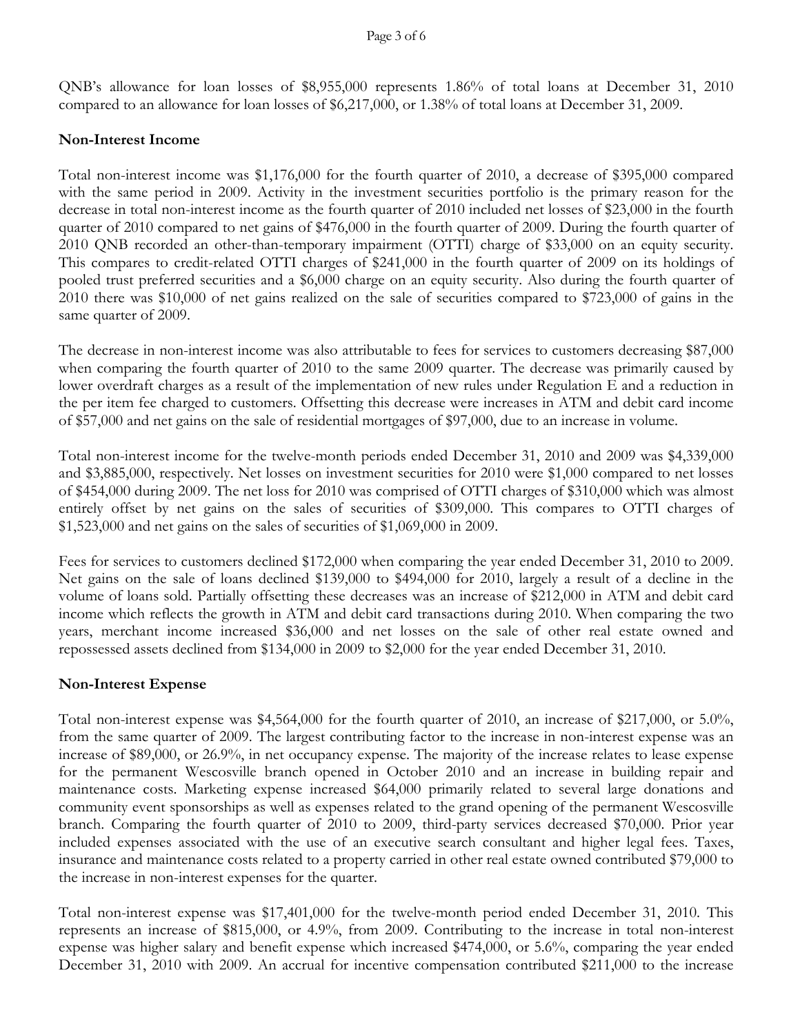QNB's allowance for loan losses of $8,955,000 represents 1.86% of total loans at December 31, 2010 compared to an allowance for loan losses of $6,217,000, or 1.38% of total loans at December 31, 2009.

**Non-Interest Income**

Total non-interest income was $1,176,000 for the fourth quarter of 2010, a decrease of $395,000 compared with the same period in 2009. Activity in the investment securities portfolio is the primary reason for the decrease in total non-interest income as the fourth quarter of 2010 included net losses of $23,000 in the fourth quarter of 2010 compared to net gains of $476,000 in the fourth quarter of 2009. During the fourth quarter of 2010 QNB recorded an other-than-temporary impairment (OTTI) charge of $33,000 on an equity security. This compares to credit-related OTTI charges of $241,000 in the fourth quarter of 2009 on its holdings of pooled trust preferred securities and a $6,000 charge on an equity security. Also during the fourth quarter of 2010 there was $10,000 of net gains realized on the sale of securities compared to $723,000 of gains in the same quarter of 2009.

The decrease in non-interest income was also attributable to fees for services to customers decreasing $87,000 when comparing the fourth quarter of 2010 to the same 2009 quarter. The decrease was primarily caused by lower overdraft charges as a result of the implementation of new rules under Regulation E and a reduction in the per item fee charged to customers. Offsetting this decrease were increases in ATM and debit card income of $57,000 and net gains on the sale of residential mortgages of $97,000, due to an increase in volume.

Total non-interest income for the twelve-month periods ended December 31, 2010 and 2009 was $4,339,000 and $3,885,000, respectively. Net losses on investment securities for 2010 were $1,000 compared to net losses of $454,000 during 2009. The net loss for 2010 was comprised of OTTI charges of $310,000 which was almost entirely offset by net gains on the sales of securities of $309,000. This compares to OTTI charges of $1,523,000 and net gains on the sales of securities of $1,069,000 in 2009.

Fees for services to customers declined $172,000 when comparing the year ended December 31, 2010 to 2009. Net gains on the sale of loans declined $139,000 to $494,000 for 2010, largely a result of a decline in the volume of loans sold. Partially offsetting these decreases was an increase of $212,000 in ATM and debit card income which reflects the growth in ATM and debit card transactions during 2010. When comparing the two years, merchant income increased $36,000 and net losses on the sale of other real estate owned and repossessed assets declined from $134,000 in 2009 to $2,000 for the year ended December 31, 2010.

**Non-Interest Expense**

Total non-interest expense was $4,564,000 for the fourth quarter of 2010, an increase of $217,000, or 5.0%, from the same quarter of 2009. The largest contributing factor to the increase in non-interest expense was an increase of $89,000, or 26.9%, in net occupancy expense. The majority of the increase relates to lease expense for the permanent Wescosville branch opened in October 2010 and an increase in building repair and maintenance costs. Marketing expense increased $64,000 primarily related to several large donations and community event sponsorships as well as expenses related to the grand opening of the permanent Wescosville branch. Comparing the fourth quarter of 2010 to 2009, third-party services decreased $70,000. Prior year included expenses associated with the use of an executive search consultant and higher legal fees. Taxes, insurance and maintenance costs related to a property carried in other real estate owned contributed $79,000 to the increase in non-interest expenses for the quarter.

Total non-interest expense was $17,401,000 for the twelve-month period ended December 31, 2010. This represents an increase of $815,000, or 4.9%, from 2009. Contributing to the increase in total non-interest expense was higher salary and benefit expense which increased $474,000, or 5.6%, comparing the year ended December 31, 2010 with 2009. An accrual for incentive compensation contributed $211,000 to the increase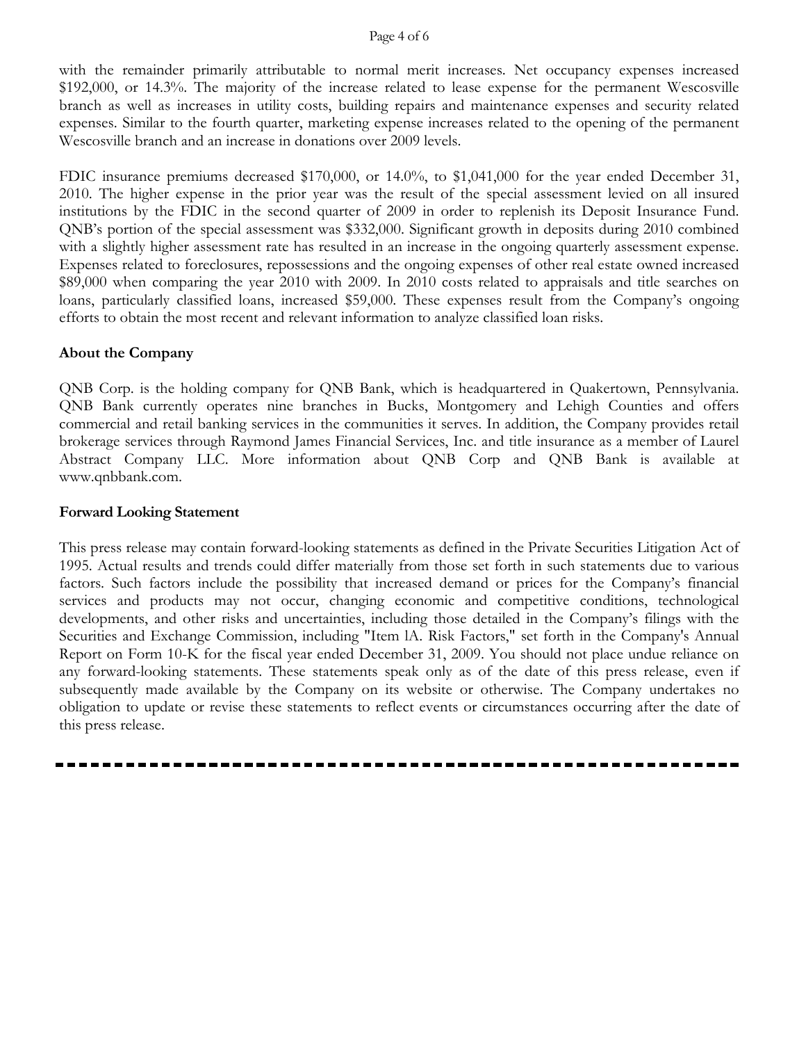with the remainder primarily attributable to normal merit increases. Net occupancy expenses increased $192,000, or 14.3%. The majority of the increase related to lease expense for the permanent Wescosville branch as well as increases in utility costs, building repairs and maintenance expenses and security related expenses. Similar to the fourth quarter, marketing expense increases related to the opening of the permanent Wescosville branch and an increase in donations over 2009 levels.

FDIC insurance premiums decreased $170,000, or 14.0%, to $1,041,000 for the year ended December 31, 2010. The higher expense in the prior year was the result of the special assessment levied on all insured institutions by the FDIC in the second quarter of 2009 in order to replenish its Deposit Insurance Fund. QNB's portion of the special assessment was $332,000. Significant growth in deposits during 2010 combined with a slightly higher assessment rate has resulted in an increase in the ongoing quarterly assessment expense. Expenses related to foreclosures, repossessions and the ongoing expenses of other real estate owned increased $89,000 when comparing the year 2010 with 2009. In 2010 costs related to appraisals and title searches on loans, particularly classified loans, increased $59,000. These expenses result from the Company's ongoing efforts to obtain the most recent and relevant information to analyze classified loan risks.

**About the Company**

QNB Corp. is the holding company for QNB Bank, which is headquartered in Quakertown, Pennsylvania. QNB Bank currently operates nine branches in Bucks, Montgomery and Lehigh Counties and offers commercial and retail banking services in the communities it serves. In addition, the Company provides retail brokerage services through Raymond James Financial Services, Inc. and title insurance as a member of Laurel Abstract Company LLC. More information about QNB Corp and QNB Bank is available at www.qnbbank.com.

**Forward Looking Statement**

This press release may contain forward-looking statements as defined in the Private Securities Litigation Act of 1995. Actual results and trends could differ materially from those set forth in such statements due to various factors. Such factors include the possibility that increased demand or prices for the Company's financial services and products may not occur, changing economic and competitive conditions, technological developments, and other risks and uncertainties, including those detailed in the Company's filings with the Securities and Exchange Commission, including "Item lA. Risk Factors," set forth in the Company's Annual Report on Form 10-K for the fiscal year ended December 31, 2009. You should not place undue reliance on any forward-looking statements. These statements speak only as of the date of this press release, even if subsequently made available by the Company on its website or otherwise. The Company undertakes no obligation to update or revise these statements to reflect events or circumstances occurring after the date of this press release.

---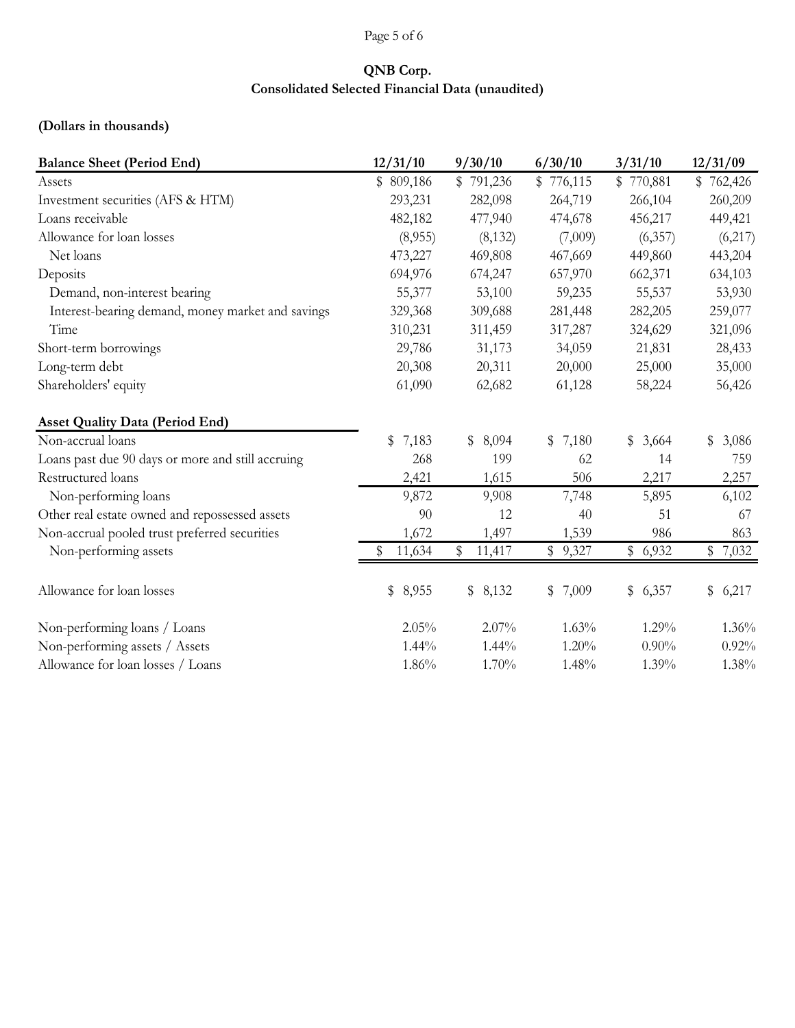# QNB Corp.

## Consolidated Selected Financial Data (unaudited)

**(Dollars in thousands)**

| **Balance Sheet (Period End)** | **12/31/10** | **9/30/10** | **6/30/10** | **3/31/10** | **12/31/09** |
|---|---|---|---|---|---|
| Assets | $ 809,186 | $ 791,236 | $ 776,115 | $ 770,881 | $ 762,426 |
| Investment securities (AFS & HTM) | 293,231 | 282,098 | 264,719 | 266,104 | 260,209 |
| Loans receivable | 482,182 | 477,940 | 474,678 | 456,217 | 449,421 |
| Allowance for loan losses | (8,955) | (8,132) | (7,009) | (6,357) | (6,217) |
| Net loans | 473,227 | 469,808 | 467,669 | 449,860 | 443,204 |
| Deposits | 694,976 | 674,247 | 657,970 | 662,371 | 634,103 |
| Demand, non-interest bearing | 55,377 | 53,100 | 59,235 | 55,537 | 53,930 |
| Interest-bearing demand, money market and savings | 329,368 | 309,688 | 281,448 | 282,205 | 259,077 |
| Time | 310,231 | 311,459 | 317,287 | 324,629 | 321,096 |
| Short-term borrowings | 29,786 | 31,173 | 34,059 | 21,831 | 28,433 |
| Long-term debt | 20,308 | 20,311 | 20,000 | 25,000 | 35,000 |
| Shareholders' equity | 61,090 | 62,682 | 61,128 | 58,224 | 56,426 |
| | | | | | |
| **Asset Quality Data (Period End)** | | | | | |
| Non-accrual loans | $ 7,183 | $ 8,094 | $ 7,180 | $ 3,664 | $ 3,086 |
| Loans past due 90 days or more and still accruing | 268 | 199 | 62 | 14 | 759 |
| Restructured loans | 2,421 | 1,615 | 506 | 2,217 | 2,257 |
| Non-performing loans | 9,872 | 9,908 | 7,748 | 5,895 | 6,102 |
| Other real estate owned and repossessed assets | 90 | 12 | 40 | 51 | 67 |
| Non-accrual pooled trust preferred securities | 1,672 | 1,497 | 1,539 | 986 | 863 |
| Non-performing assets | $ 11,634 | $ 11,417 | $ 9,327 | $ 6,932 | $ 7,032 |
| | | | | | |
| Allowance for loan losses | $ 8,955 | $ 8,132 | $ 7,009 | $ 6,357 | $ 6,217 |
| | | | | | |
| Non-performing loans / Loans | 2.05% | 2.07% | 1.63% | 1.29% | 1.36% |
| Non-performing assets / Assets | 1.44% | 1.44% | 1.20% | 0.90% | 0.92% |
| Allowance for loan losses / Loans | 1.86% | 1.70% | 1.48% | 1.39% | 1.38% |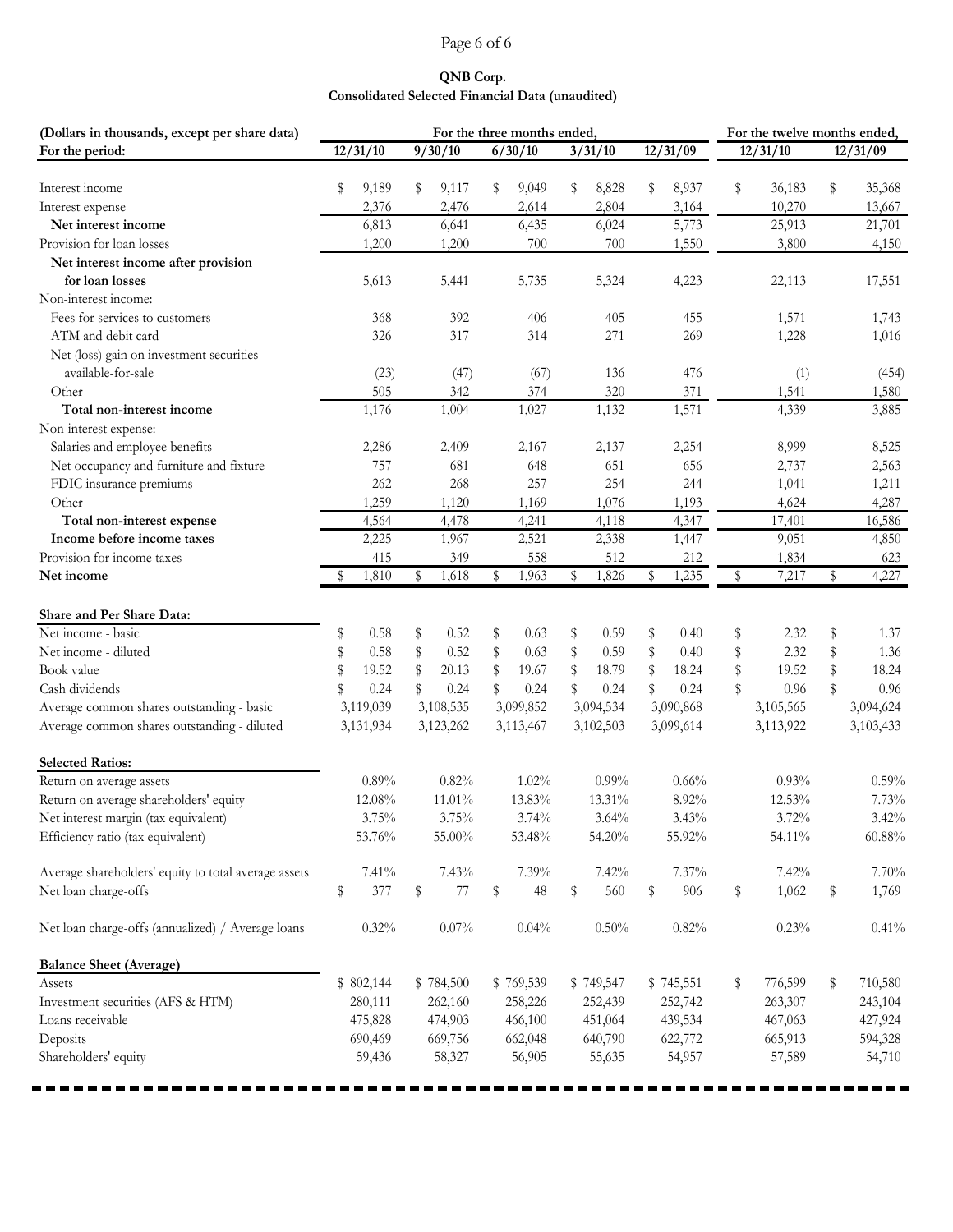**QNB Corp.**

**Consolidated Selected Financial Data (unaudited)**

| (Dollars in thousands, except per share data) | For the three months ended, | | | | | For the twelve months ended, | |
|---|---|---|---|---|---|---|---|
| **For the period:** | 12/31/10 | 9/30/10 | 6/30/10 | 3/31/10 | 12/31/09 | 12/31/10 | 12/31/09 |
| Interest income | $ 9,189 | $ 9,117 | $ 9,049 | $ 8,828 | $ 8,937 | $ 36,183 | $ 35,368 |
| Interest expense | 2,376 | 2,476 | 2,614 | 2,804 | 3,164 | 10,270 | 13,667 |
| **Net interest income** | 6,813 | 6,641 | 6,435 | 6,024 | 5,773 | 25,913 | 21,701 |
| Provision for loan losses | 1,200 | 1,200 | 700 | 700 | 1,550 | 3,800 | 4,150 |
| **Net interest income after provision for loan losses** | 5,613 | 5,441 | 5,735 | 5,324 | 4,223 | 22,113 | 17,551 |
| Non-interest income: | | | | | | | |
| Fees for services to customers | 368 | 392 | 406 | 405 | 455 | 1,571 | 1,743 |
| ATM and debit card | 326 | 317 | 314 | 271 | 269 | 1,228 | 1,016 |
| Net (loss) gain on investment securities available-for-sale | (23) | (47) | (67) | 136 | 476 | (1) | (454) |
| Other | 505 | 342 | 374 | 320 | 371 | 1,541 | 1,580 |
| **Total non-interest income** | 1,176 | 1,004 | 1,027 | 1,132 | 1,571 | 4,339 | 3,885 |
| Non-interest expense: | | | | | | | |
| Salaries and employee benefits | 2,286 | 2,409 | 2,167 | 2,137 | 2,254 | 8,999 | 8,525 |
| Net occupancy and furniture and fixture | 757 | 681 | 648 | 651 | 656 | 2,737 | 2,563 |
| FDIC insurance premiums | 262 | 268 | 257 | 254 | 244 | 1,041 | 1,211 |
| Other | 1,259 | 1,120 | 1,169 | 1,076 | 1,193 | 4,624 | 4,287 |
| **Total non-interest expense** | 4,564 | 4,478 | 4,241 | 4,118 | 4,347 | 17,401 | 16,586 |
| **Income before income taxes** | 2,225 | 1,967 | 2,521 | 2,338 | 1,447 | 9,051 | 4,850 |
| Provision for income taxes | 415 | 349 | 558 | 512 | 212 | 1,834 | 623 |
| **Net income** | $ 1,810 | $ 1,618 | $ 1,963 | $ 1,826 | $ 1,235 | $ 7,217 | $ 4,227 |
| **Share and Per Share Data:** | | | | | | | |
| Net income - basic | $ 0.58 | $ 0.52 | $ 0.63 | $ 0.59 | $ 0.40 | $ 2.32 | $ 1.37 |
| Net income - diluted | $ 0.58 | $ 0.52 | $ 0.63 | $ 0.59 | $ 0.40 | $ 2.32 | $ 1.36 |
| Book value | $ 19.52 | $ 20.13 | $ 19.67 | $ 18.79 | $ 18.24 | $ 19.52 | $ 18.24 |
| Cash dividends | $ 0.24 | $ 0.24 | $ 0.24 | $ 0.24 | $ 0.24 | $ 0.96 | $ 0.96 |
| Average common shares outstanding - basic | 3,119,039 | 3,108,535 | 3,099,852 | 3,094,534 | 3,090,868 | 3,105,565 | 3,094,624 |
| Average common shares outstanding - diluted | 3,131,934 | 3,123,262 | 3,113,467 | 3,102,503 | 3,099,614 | 3,113,922 | 3,103,433 |
| **Selected Ratios:** | | | | | | | |
| Return on average assets | 0.89% | 0.82% | 1.02% | 0.99% | 0.66% | 0.93% | 0.59% |
| Return on average shareholders' equity | 12.08% | 11.01% | 13.83% | 13.31% | 8.92% | 12.53% | 7.73% |
| Net interest margin (tax equivalent) | 3.75% | 3.75% | 3.74% | 3.64% | 3.43% | 3.72% | 3.42% |
| Efficiency ratio (tax equivalent) | 53.76% | 55.00% | 53.48% | 54.20% | 55.92% | 54.11% | 60.88% |
| Average shareholders' equity to total average assets | 7.41% | 7.43% | 7.39% | 7.42% | 7.37% | 7.42% | 7.70% |
| Net loan charge-offs | $ 377 | $ 77 | $ 48 | $ 560 | $ 906 | $ 1,062 | $ 1,769 |
| Net loan charge-offs (annualized) / Average loans | 0.32% | 0.07% | 0.04% | 0.50% | 0.82% | 0.23% | 0.41% |
| **Balance Sheet (Average)** | | | | | | | |
| Assets | $ 802,144 | $ 784,500 | $ 769,539 | $ 749,547 | $ 745,551 | $ 776,599 | $ 710,580 |
| Investment securities (AFS & HTM) | 280,111 | 262,160 | 258,226 | 252,439 | 252,742 | 263,307 | 243,104 |
| Loans receivable | 475,828 | 474,903 | 466,100 | 451,064 | 439,534 | 467,063 | 427,924 |
| Deposits | 690,469 | 669,756 | 662,048 | 640,790 | 622,772 | 665,913 | 594,328 |
| Shareholders' equity | 59,436 | 58,327 | 56,905 | 55,635 | 54,957 | 57,589 | 54,710 |